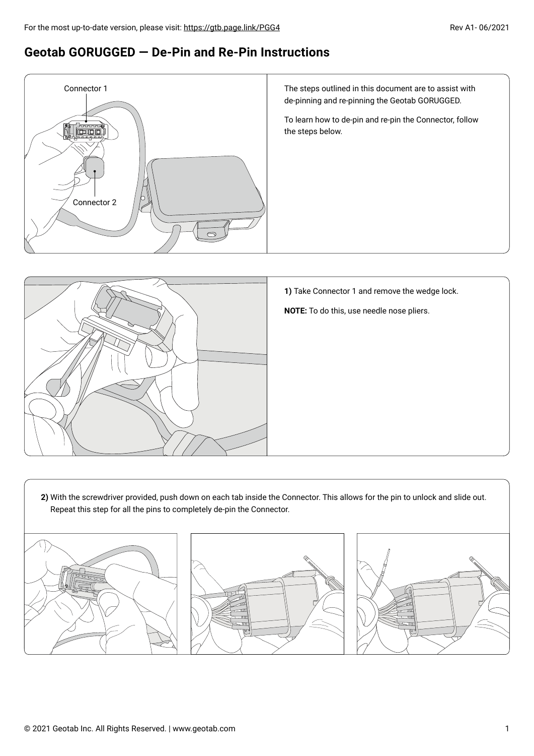# Geotab GORUGGED — De-Pin and Re-Pin Instructions

Connector 1

Connector 2

The steps outlined in this document are to assist with de-pinning and re-pinning the Geotab GORUGGED.

To learn how to de-pin and re-pin the Connector, follow the steps below.

**1)** Take Connector 1 and remove the wedge lock.

**NOTE:** To do this, use needle nose pliers.

**2)** With the screwdriver provided, push down on each tab inside the Connector. This allows for the pin to unlock and slide out. Repeat this step for all the pins to completely de-pin the Connector.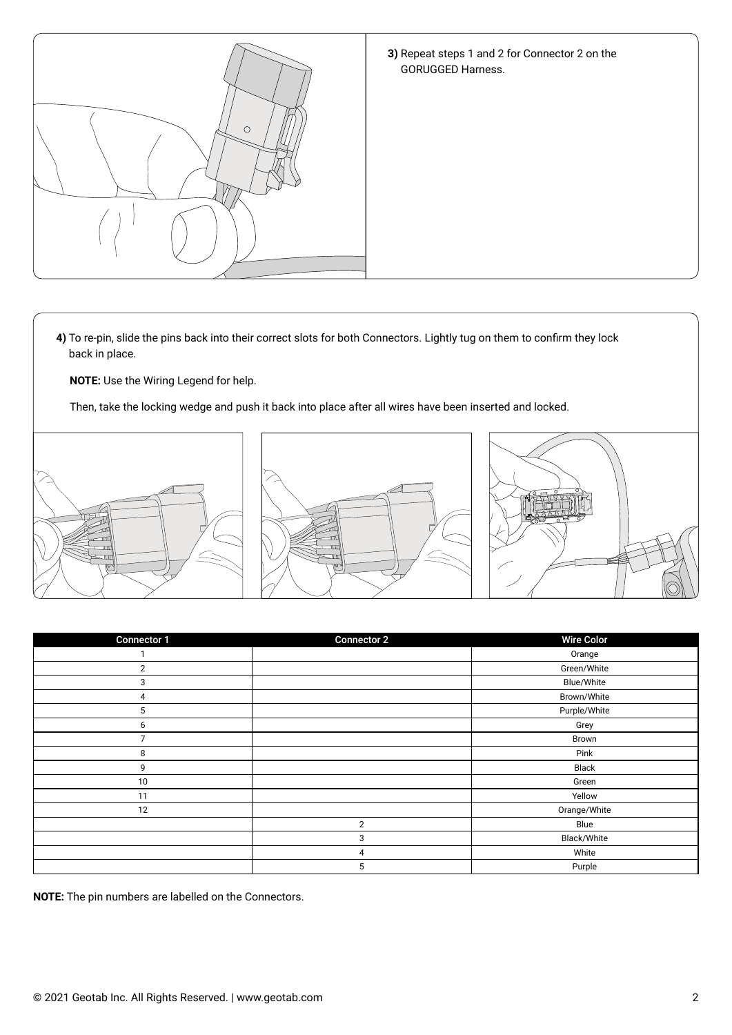**3)** Repeat steps 1 and 2 for Connector 2 on the GORUGGED Harness.

**4)** To re-pin, slide the pins back into their correct slots for both Connectors. Lightly tug on them to confirm they lock back in place.

**NOTE:** Use the Wiring Legend for help.

Then, take the locking wedge and push it back into place after all wires have been inserted and locked.

| Connector 1 | Connector 2 | Wire Color |
|---|---|---|
| 1 | | Orange |
| 2 | | Green/White |
| 3 | | Blue/White |
| 4 | | Brown/White |
| 5 | | Purple/White |
| 6 | | Grey |
| 7 | | Brown |
| 8 | | Pink |
| 9 | | Black |
| 10 | | Green |
| 11 | | Yellow |
| 12 | | Orange/White |
| | 2 | Blue |
| | 3 | Black/White |
| | 4 | White |
| | 5 | Purple |

**NOTE:** The pin numbers are labelled on the Connectors.

© 2021 Geotab Inc. All Rights Reserved. | www.geotab.com